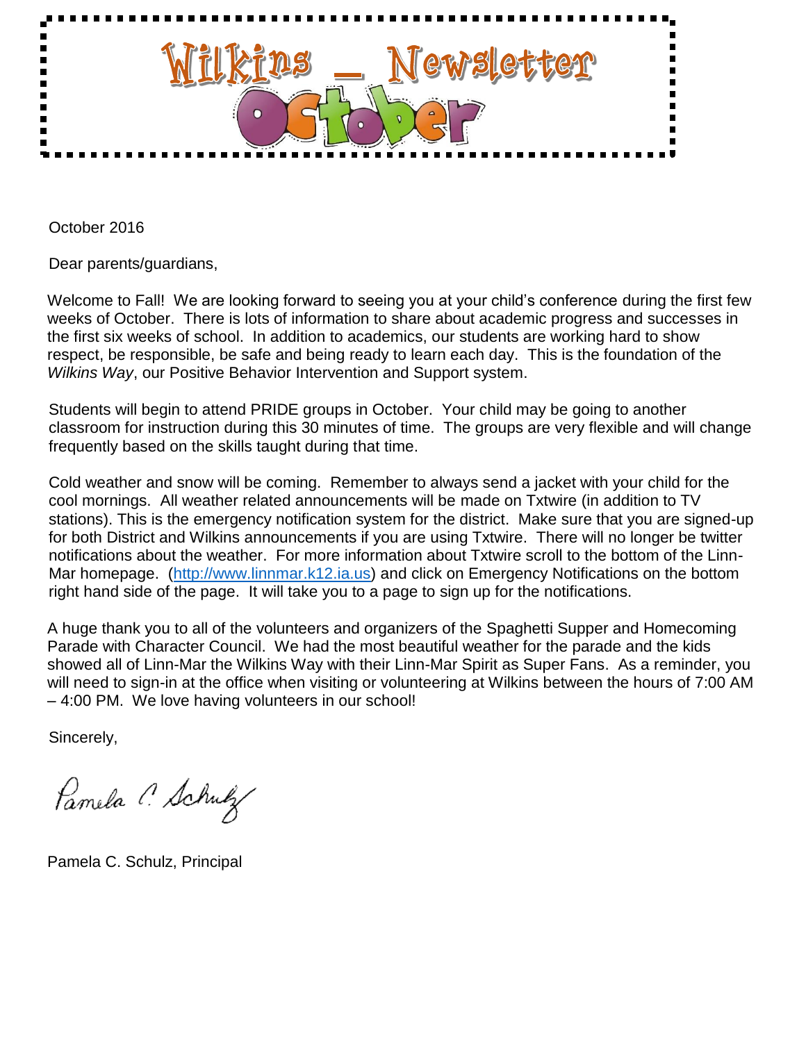# Wilkins _ Newsletter October

October 2016

Dear parents/guardians,

Welcome to Fall! We are looking forward to seeing you at your child's conference during the first few weeks of October. There is lots of information to share about academic progress and successes in the first six weeks of school. In addition to academics, our students are working hard to show respect, be responsible, be safe and being ready to learn each day. This is the foundation of the *Wilkins Way*, our Positive Behavior Intervention and Support system.

Students will begin to attend PRIDE groups in October. Your child may be going to another classroom for instruction during this 30 minutes of time. The groups are very flexible and will change frequently based on the skills taught during that time.

Cold weather and snow will be coming. Remember to always send a jacket with your child for the cool mornings. All weather related announcements will be made on Txtwire (in addition to TV stations). This is the emergency notification system for the district. Make sure that you are signed-up for both District and Wilkins announcements if you are using Txtwire. There will no longer be twitter notifications about the weather. For more information about Txtwire scroll to the bottom of the Linn-Mar homepage. (http://www.linnmar.k12.ia.us) and click on Emergency Notifications on the bottom right hand side of the page. It will take you to a page to sign up for the notifications.

A huge thank you to all of the volunteers and organizers of the Spaghetti Supper and Homecoming Parade with Character Council. We had the most beautiful weather for the parade and the kids showed all of Linn-Mar the Wilkins Way with their Linn-Mar Spirit as Super Fans. As a reminder, you will need to sign-in at the office when visiting or volunteering at Wilkins between the hours of 7:00 AM – 4:00 PM. We love having volunteers in our school!

Sincerely,

Pamela C. Schulz

Pamela C. Schulz, Principal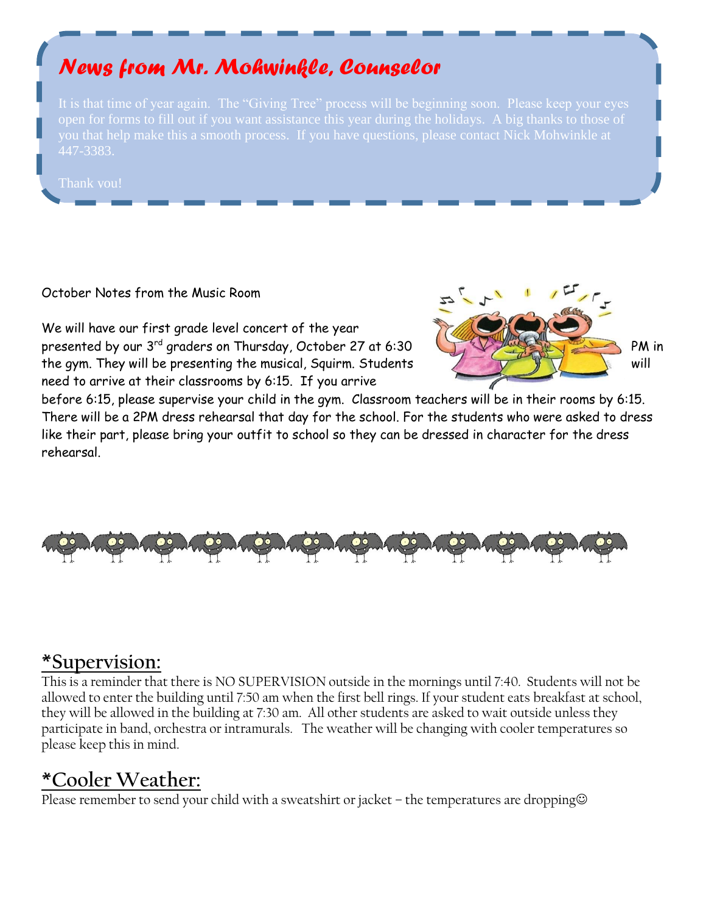## *News from Mr. Mohwinkle, Counselor*

It is that time of year again. The "Giving Tree" process will be beginning soon. Please keep your eyes open for forms to fill out if you want assistance this year during the holidays. A big thanks to those of you that help make this a smooth process. If you have questions, please contact Nick Mohwinkle at 447-3383.

Thank you!

October Notes from the Music Room

We will have our first grade level concert of the year presented by our 3rd graders on Thursday, October 27 at 6:30 PM in the gym. They will be presenting the musical, Squirm. Students will need to arrive at their classrooms by 6:15. If you arrive before 6:15, please supervise your child in the gym. Classroom teachers will be in their rooms by 6:15. There will be a 2PM dress rehearsal that day for the school. For the students who were asked to dress like their part, please bring your outfit to school so they can be dressed in character for the dress rehearsal.

## *Supervision:

This is a reminder that there is NO SUPERVISION outside in the mornings until 7:40. Students will not be allowed to enter the building until 7:50 am when the first bell rings. If your student eats breakfast at school, they will be allowed in the building at 7:30 am. All other students are asked to wait outside unless they participate in band, orchestra or intramurals. The weather will be changing with cooler temperatures so please keep this in mind.

## *Cooler Weather:

Please remember to send your child with a sweatshirt or jacket – the temperatures are dropping☺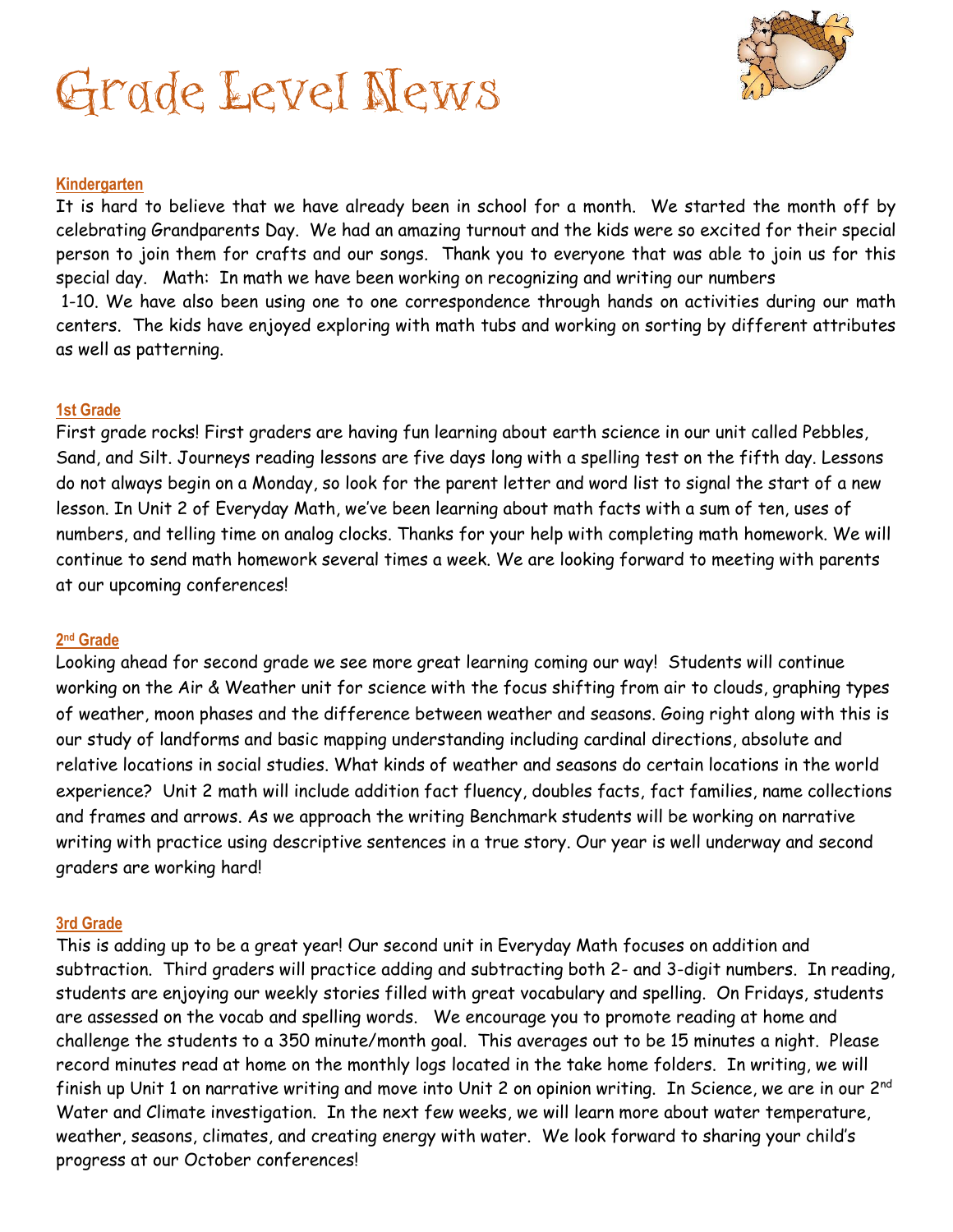# Grade Level News

## Kindergarten

It is hard to believe that we have already been in school for a month. We started the month off by celebrating Grandparents Day. We had an amazing turnout and the kids were so excited for their special person to join them for crafts and our songs. Thank you to everyone that was able to join us for this special day. Math: In math we have been working on recognizing and writing our numbers 1-10. We have also been using one to one correspondence through hands on activities during our math centers. The kids have enjoyed exploring with math tubs and working on sorting by different attributes as well as patterning.

## 1st Grade

First grade rocks! First graders are having fun learning about earth science in our unit called Pebbles, Sand, and Silt. Journeys reading lessons are five days long with a spelling test on the fifth day. Lessons do not always begin on a Monday, so look for the parent letter and word list to signal the start of a new lesson. In Unit 2 of Everyday Math, we've been learning about math facts with a sum of ten, uses of numbers, and telling time on analog clocks. Thanks for your help with completing math homework. We will continue to send math homework several times a week. We are looking forward to meeting with parents at our upcoming conferences!

## 2nd Grade

Looking ahead for second grade we see more great learning coming our way! Students will continue working on the Air & Weather unit for science with the focus shifting from air to clouds, graphing types of weather, moon phases and the difference between weather and seasons. Going right along with this is our study of landforms and basic mapping understanding including cardinal directions, absolute and relative locations in social studies. What kinds of weather and seasons do certain locations in the world experience? Unit 2 math will include addition fact fluency, doubles facts, fact families, name collections and frames and arrows. As we approach the writing Benchmark students will be working on narrative writing with practice using descriptive sentences in a true story. Our year is well underway and second graders are working hard!

## 3rd Grade

This is adding up to be a great year! Our second unit in Everyday Math focuses on addition and subtraction. Third graders will practice adding and subtracting both 2- and 3-digit numbers. In reading, students are enjoying our weekly stories filled with great vocabulary and spelling. On Fridays, students are assessed on the vocab and spelling words. We encourage you to promote reading at home and challenge the students to a 350 minute/month goal. This averages out to be 15 minutes a night. Please record minutes read at home on the monthly logs located in the take home folders. In writing, we will finish up Unit 1 on narrative writing and move into Unit 2 on opinion writing. In Science, we are in our 2nd Water and Climate investigation. In the next few weeks, we will learn more about water temperature, weather, seasons, climates, and creating energy with water. We look forward to sharing your child's progress at our October conferences!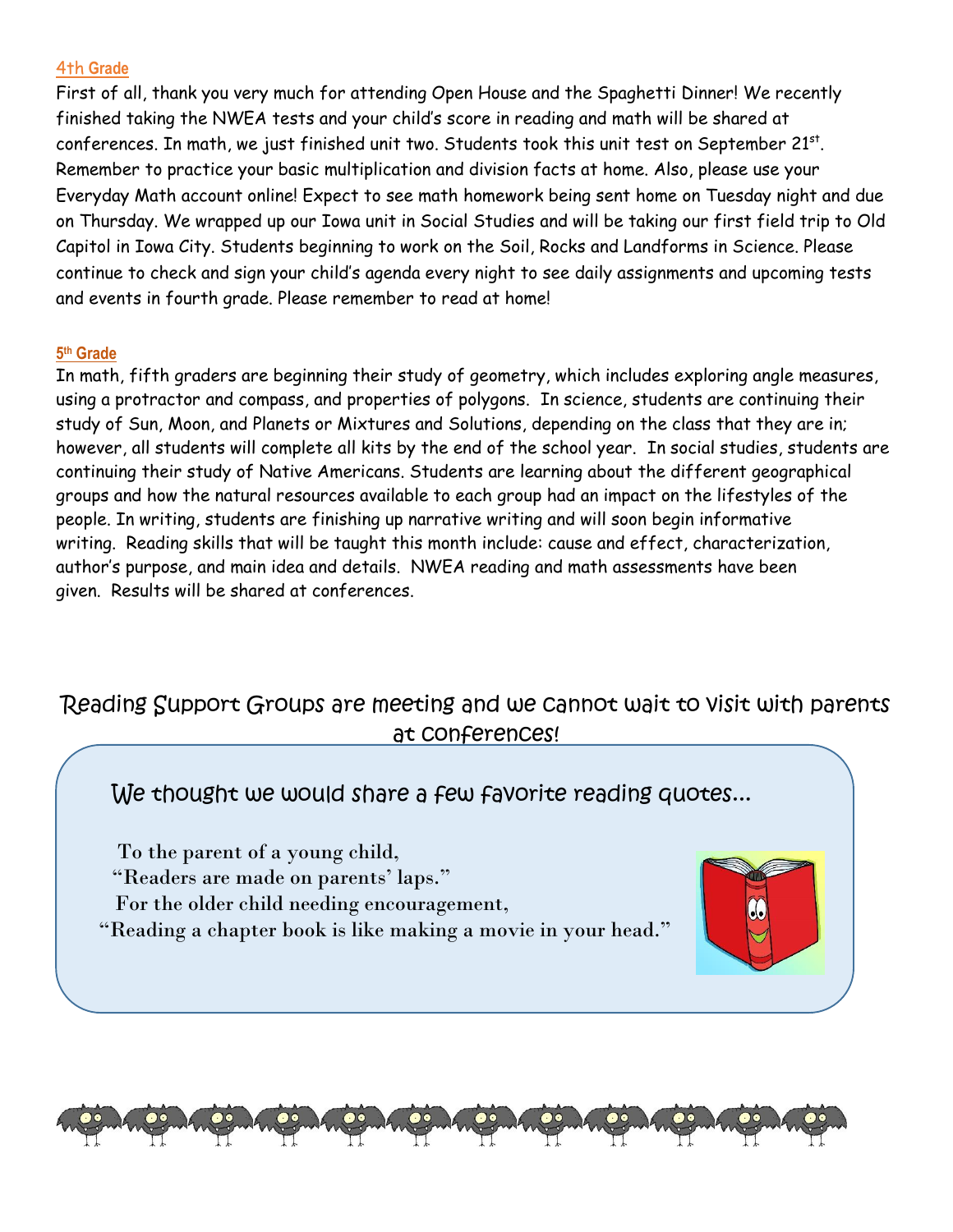## 4th Grade

First of all, thank you very much for attending Open House and the Spaghetti Dinner! We recently finished taking the NWEA tests and your child's score in reading and math will be shared at conferences. In math, we just finished unit two. Students took this unit test on September 21st. Remember to practice your basic multiplication and division facts at home. Also, please use your Everyday Math account online! Expect to see math homework being sent home on Tuesday night and due on Thursday. We wrapped up our Iowa unit in Social Studies and will be taking our first field trip to Old Capitol in Iowa City. Students beginning to work on the Soil, Rocks and Landforms in Science. Please continue to check and sign your child's agenda every night to see daily assignments and upcoming tests and events in fourth grade. Please remember to read at home!

## 5th Grade

In math, fifth graders are beginning their study of geometry, which includes exploring angle measures, using a protractor and compass, and properties of polygons. In science, students are continuing their study of Sun, Moon, and Planets or Mixtures and Solutions, depending on the class that they are in; however, all students will complete all kits by the end of the school year. In social studies, students are continuing their study of Native Americans. Students are learning about the different geographical groups and how the natural resources available to each group had an impact on the lifestyles of the people. In writing, students are finishing up narrative writing and will soon begin informative writing. Reading skills that will be taught this month include: cause and effect, characterization, author's purpose, and main idea and details. NWEA reading and math assessments have been given. Results will be shared at conferences.

## Reading Support Groups are meeting and we cannot wait to visit with parents at conferences!

We thought we would share a few favorite reading quotes…

To the parent of a young child,
"Readers are made on parents' laps."
For the older child needing encouragement,
"Reading a chapter book is like making a movie in your head."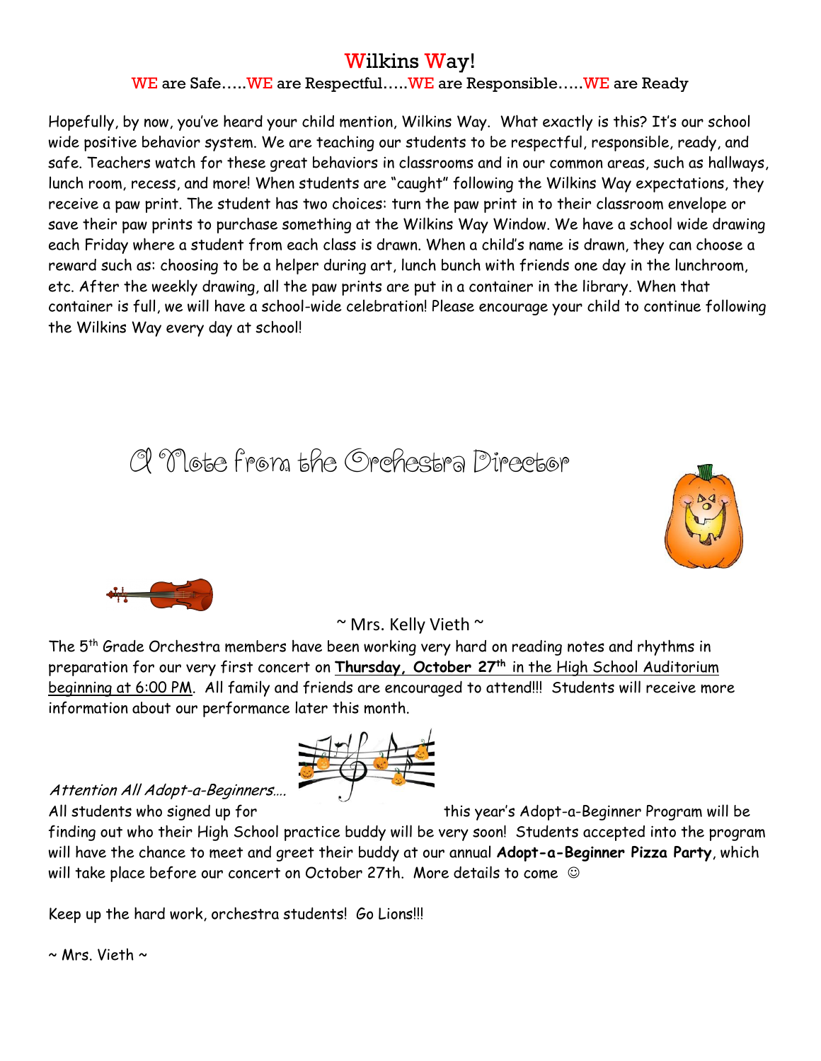# Wilkins Way!

### WE are Safe…..WE are Respectful…..WE are Responsible…..WE are Ready

Hopefully, by now, you've heard your child mention, Wilkins Way. What exactly is this? It's our school wide positive behavior system. We are teaching our students to be respectful, responsible, ready, and safe. Teachers watch for these great behaviors in classrooms and in our common areas, such as hallways, lunch room, recess, and more! When students are "caught" following the Wilkins Way expectations, they receive a paw print. The student has two choices: turn the paw print in to their classroom envelope or save their paw prints to purchase something at the Wilkins Way Window. We have a school wide drawing each Friday where a student from each class is drawn. When a child's name is drawn, they can choose a reward such as: choosing to be a helper during art, lunch bunch with friends one day in the lunchroom, etc. After the weekly drawing, all the paw prints are put in a container in the library. When that container is full, we will have a school-wide celebration! Please encourage your child to continue following the Wilkins Way every day at school!

# A Note from the Orchestra Director

~ Mrs. Kelly Vieth ~

The 5th Grade Orchestra members have been working very hard on reading notes and rhythms in preparation for our very first concert on **Thursday, October 27th** in the High School Auditorium beginning at 6:00 PM. All family and friends are encouraged to attend!!! Students will receive more information about our performance later this month.

*Attention All Adopt-a-Beginners….*

All students who signed up for this year's Adopt-a-Beginner Program will be finding out who their High School practice buddy will be very soon! Students accepted into the program will have the chance to meet and greet their buddy at our annual **Adopt-a-Beginner Pizza Party**, which will take place before our concert on October 27th. More details to come ☺

Keep up the hard work, orchestra students! Go Lions!!!

~ Mrs. Vieth ~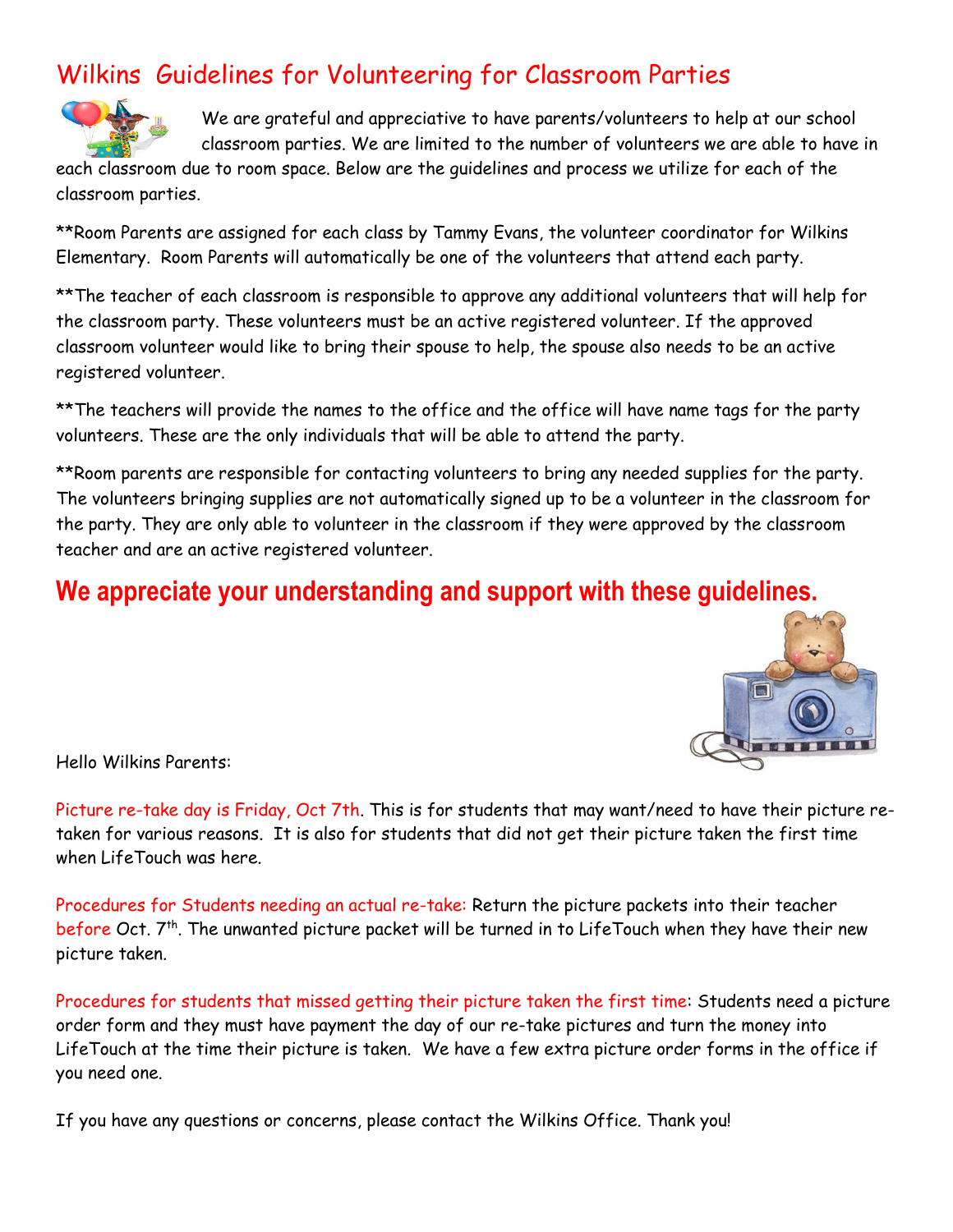# Wilkins Guidelines for Volunteering for Classroom Parties

We are grateful and appreciative to have parents/volunteers to help at our school classroom parties. We are limited to the number of volunteers we are able to have in each classroom due to room space. Below are the guidelines and process we utilize for each of the classroom parties.

**Room Parents are assigned for each class by Tammy Evans, the volunteer coordinator for Wilkins Elementary. Room Parents will automatically be one of the volunteers that attend each party.

**The teacher of each classroom is responsible to approve any additional volunteers that will help for the classroom party. These volunteers must be an active registered volunteer. If the approved classroom volunteer would like to bring their spouse to help, the spouse also needs to be an active registered volunteer.

**The teachers will provide the names to the office and the office will have name tags for the party volunteers. These are the only individuals that will be able to attend the party.

**Room parents are responsible for contacting volunteers to bring any needed supplies for the party. The volunteers bringing supplies are not automatically signed up to be a volunteer in the classroom for the party. They are only able to volunteer in the classroom if they were approved by the classroom teacher and are an active registered volunteer.

## We appreciate your understanding and support with these guidelines.

Hello Wilkins Parents:

Picture re-take day is Friday, Oct 7th. This is for students that may want/need to have their picture re-taken for various reasons. It is also for students that did not get their picture taken the first time when LifeTouch was here.

Procedures for Students needing an actual re-take: Return the picture packets into their teacher before Oct. 7th. The unwanted picture packet will be turned in to LifeTouch when they have their new picture taken.

Procedures for students that missed getting their picture taken the first time: Students need a picture order form and they must have payment the day of our re-take pictures and turn the money into LifeTouch at the time their picture is taken. We have a few extra picture order forms in the office if you need one.

If you have any questions or concerns, please contact the Wilkins Office. Thank you!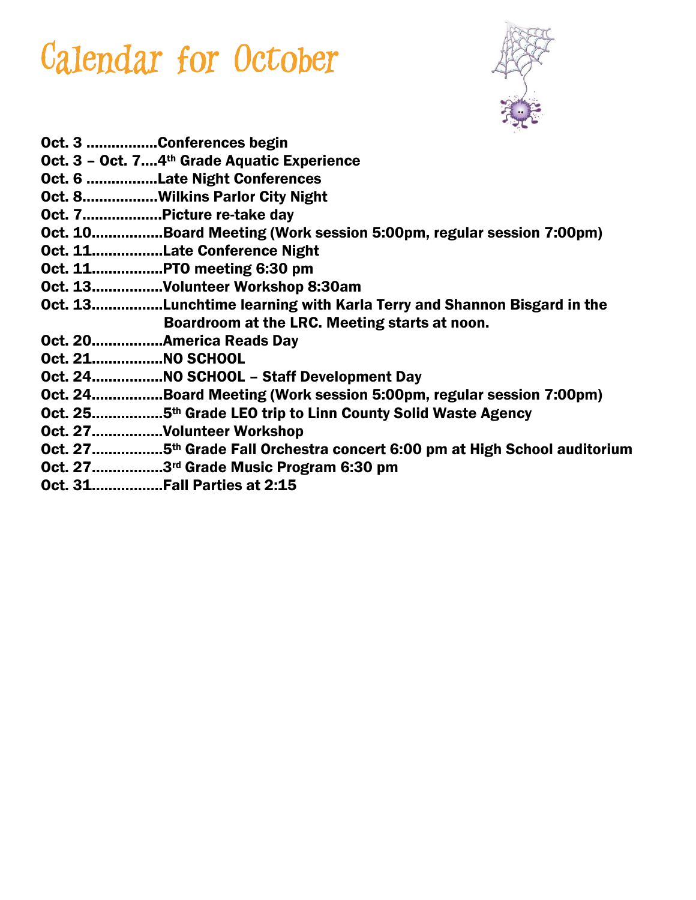# Calendar for October

**Oct. 3 .................Conferences begin**
**Oct. 3 – Oct. 7....4th Grade Aquatic Experience**
**Oct. 6 .................Late Night Conferences**
**Oct. 8..................Wilkins Parlor City Night**
**Oct. 7...................Picture re-take day**
**Oct. 10.................Board Meeting (Work session 5:00pm, regular session 7:00pm)**
**Oct. 11.................Late Conference Night**
**Oct. 11.................PTO meeting 6:30 pm**
**Oct. 13.................Volunteer Workshop 8:30am**
**Oct. 13.................Lunchtime learning with Karla Terry and Shannon Bisgard in the Boardroom at the LRC. Meeting starts at noon.**
**Oct. 20.................America Reads Day**
**Oct. 21.................NO SCHOOL**
**Oct. 24.................NO SCHOOL – Staff Development Day**
**Oct. 24.................Board Meeting (Work session 5:00pm, regular session 7:00pm)**
**Oct. 25.................5th Grade LEO trip to Linn County Solid Waste Agency**
**Oct. 27.................Volunteer Workshop**
**Oct. 27.................5th Grade Fall Orchestra concert 6:00 pm at High School auditorium**
**Oct. 27.................3rd Grade Music Program 6:30 pm**
**Oct. 31.................Fall Parties at 2:15**